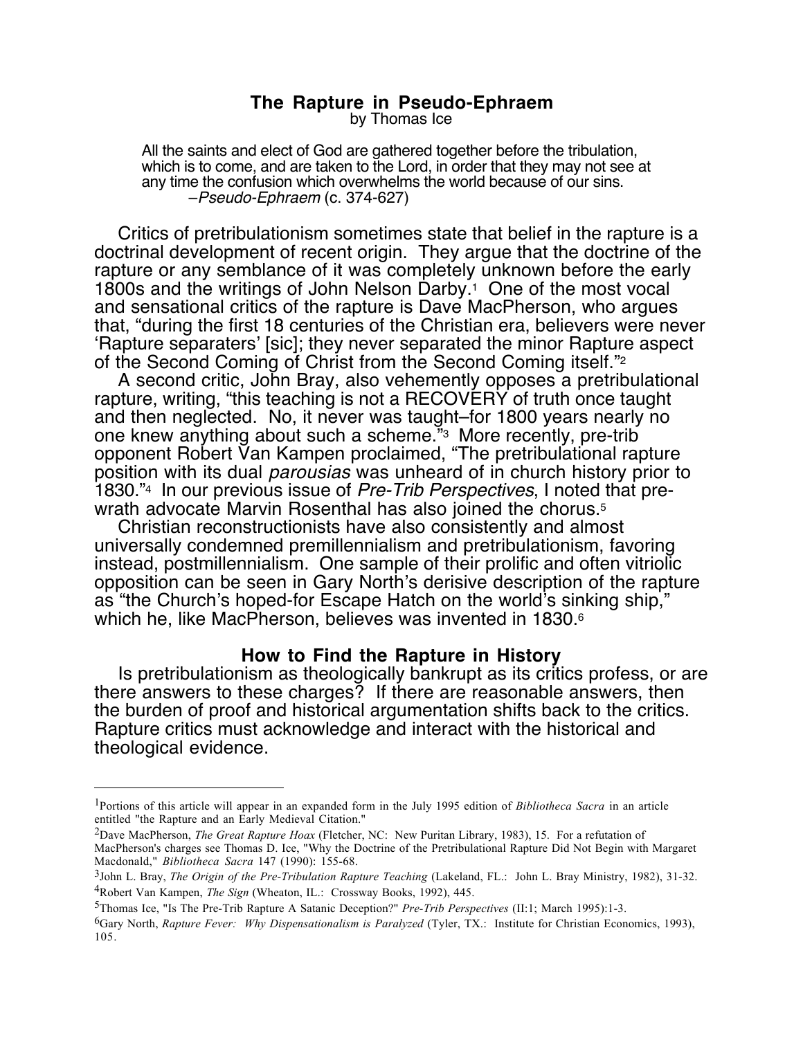# The Rapture in Pseudo-Ephraem

by Thomas Ice

> All the saints and elect of God are gathered together before the tribulation, which is to come, and are taken to the Lord, in order that they may not see at any time the confusion which overwhelms the world because of our sins.
> –*Pseudo-Ephraem* (c. 374-627)

Critics of pretribulationism sometimes state that belief in the rapture is a doctrinal development of recent origin. They argue that the doctrine of the rapture or any semblance of it was completely unknown before the early 1800s and the writings of John Nelson Darby.[1] One of the most vocal and sensational critics of the rapture is Dave MacPherson, who argues that, "during the first 18 centuries of the Christian era, believers were never 'Rapture separaters' [sic]; they never separated the minor Rapture aspect of the Second Coming of Christ from the Second Coming itself."[2]

A second critic, John Bray, also vehemently opposes a pretribulational rapture, writing, "this teaching is not a RECOVERY of truth once taught and then neglected. No, it never was taught–for 1800 years nearly no one knew anything about such a scheme."[3] More recently, pre-trib opponent Robert Van Kampen proclaimed, "The pretribulational rapture position with its dual *parousias* was unheard of in church history prior to 1830."[4] In our previous issue of *Pre-Trib Perspectives*, I noted that pre-wrath advocate Marvin Rosenthal has also joined the chorus.[5]

Christian reconstructionists have also consistently and almost universally condemned premillennialism and pretribulationism, favoring instead, postmillennialism. One sample of their prolific and often vitriolic opposition can be seen in Gary North's derisive description of the rapture as "the Church's hoped-for Escape Hatch on the world's sinking ship," which he, like MacPherson, believes was invented in 1830.[6]

## How to Find the Rapture in History

Is pretribulationism as theologically bankrupt as its critics profess, or are there answers to these charges? If there are reasonable answers, then the burden of proof and historical argumentation shifts back to the critics. Rapture critics must acknowledge and interact with the historical and theological evidence.

---

[1]Portions of this article will appear in an expanded form in the July 1995 edition of *Bibliotheca Sacra* in an article entitled "the Rapture and an Early Medieval Citation."

[2]Dave MacPherson, *The Great Rapture Hoax* (Fletcher, NC: New Puritan Library, 1983), 15. For a refutation of MacPherson's charges see Thomas D. Ice, "Why the Doctrine of the Pretribulational Rapture Did Not Begin with Margaret Macdonald," *Bibliotheca Sacra* 147 (1990): 155-68.

[3]John L. Bray, *The Origin of the Pre-Tribulation Rapture Teaching* (Lakeland, FL.: John L. Bray Ministry, 1982), 31-32.

[4]Robert Van Kampen, *The Sign* (Wheaton, IL.: Crossway Books, 1992), 445.

[5]Thomas Ice, "Is The Pre-Trib Rapture A Satanic Deception?" *Pre-Trib Perspectives* (II:1; March 1995):1-3.

[6]Gary North, *Rapture Fever: Why Dispensationalism is Paralyzed* (Tyler, TX.: Institute for Christian Economics, 1993), 105.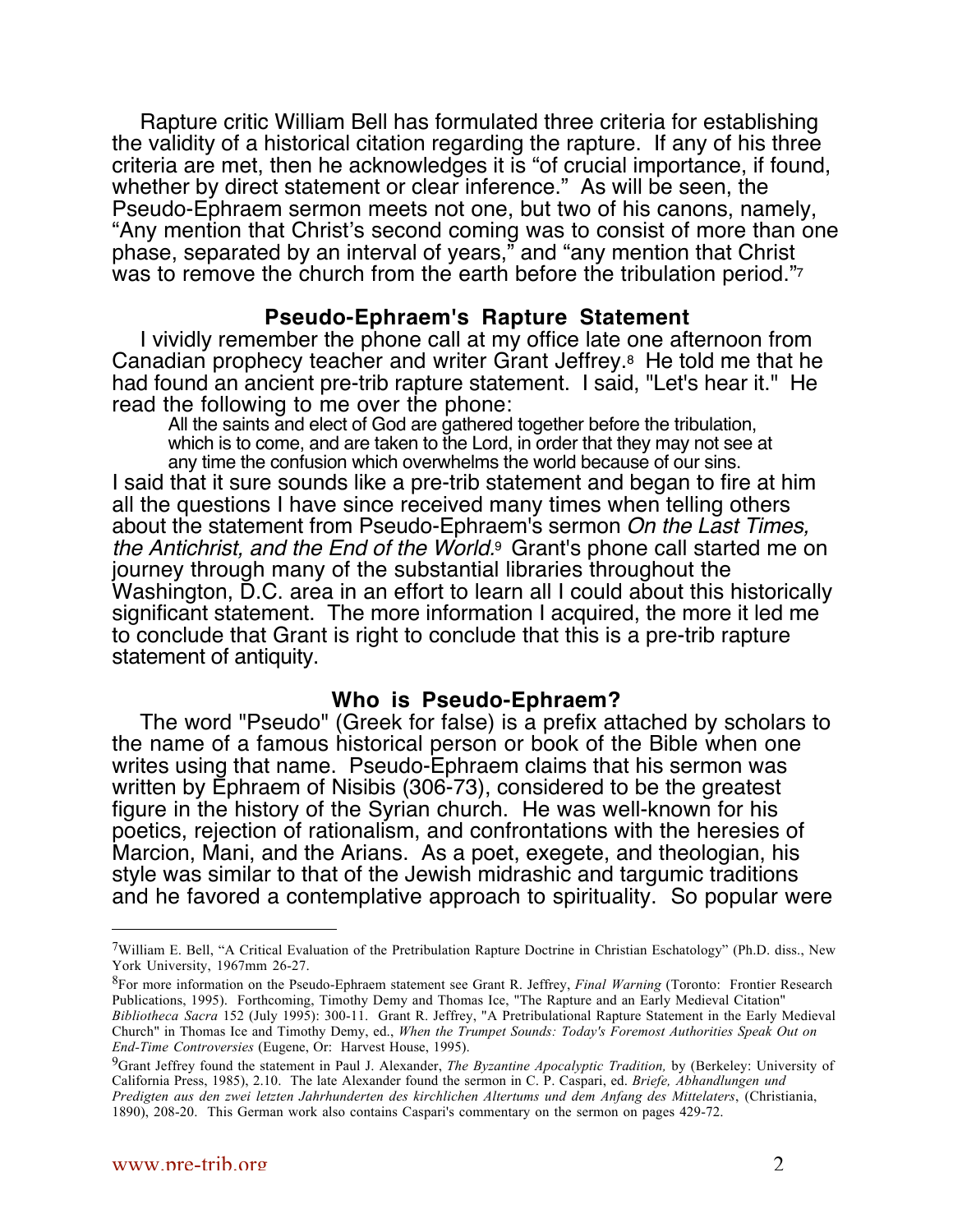Rapture critic William Bell has formulated three criteria for establishing the validity of a historical citation regarding the rapture. If any of his three criteria are met, then he acknowledges it is "of crucial importance, if found, whether by direct statement or clear inference." As will be seen, the Pseudo-Ephraem sermon meets not one, but two of his canons, namely, "Any mention that Christ's second coming was to consist of more than one phase, separated by an interval of years," and "any mention that Christ was to remove the church from the earth before the tribulation period."[7]

## Pseudo-Ephraem's Rapture Statement

I vividly remember the phone call at my office late one afternoon from Canadian prophecy teacher and writer Grant Jeffrey.[8] He told me that he had found an ancient pre-trib rapture statement. I said, "Let's hear it." He read the following to me over the phone:

> All the saints and elect of God are gathered together before the tribulation, which is to come, and are taken to the Lord, in order that they may not see at any time the confusion which overwhelms the world because of our sins.

I said that it sure sounds like a pre-trib statement and began to fire at him all the questions I have since received many times when telling others about the statement from Pseudo-Ephraem's sermon *On the Last Times, the Antichrist, and the End of the World*.[9] Grant's phone call started me on journey through many of the substantial libraries throughout the Washington, D.C. area in an effort to learn all I could about this historically significant statement. The more information I acquired, the more it led me to conclude that Grant is right to conclude that this is a pre-trib rapture statement of antiquity.

## Who is Pseudo-Ephraem?

The word "Pseudo" (Greek for false) is a prefix attached by scholars to the name of a famous historical person or book of the Bible when one writes using that name. Pseudo-Ephraem claims that his sermon was written by Ephraem of Nisibis (306-73), considered to be the greatest figure in the history of the Syrian church. He was well-known for his poetics, rejection of rationalism, and confrontations with the heresies of Marcion, Mani, and the Arians. As a poet, exegete, and theologian, his style was similar to that of the Jewish midrashic and targumic traditions and he favored a contemplative approach to spirituality. So popular were

---

[7]William E. Bell, "A Critical Evaluation of the Pretribulation Rapture Doctrine in Christian Eschatology" (Ph.D. diss., New York University, 1967mm 26-27.

[8]For more information on the Pseudo-Ephraem statement see Grant R. Jeffrey, *Final Warning* (Toronto: Frontier Research Publications, 1995). Forthcoming, Timothy Demy and Thomas Ice, "The Rapture and an Early Medieval Citation" *Bibliotheca Sacra* 152 (July 1995): 300-11. Grant R. Jeffrey, "A Pretribulational Rapture Statement in the Early Medieval Church" in Thomas Ice and Timothy Demy, ed., *When the Trumpet Sounds: Today's Foremost Authorities Speak Out on End-Time Controversies* (Eugene, Or: Harvest House, 1995).

[9]Grant Jeffrey found the statement in Paul J. Alexander, *The Byzantine Apocalyptic Tradition,* by (Berkeley: University of California Press, 1985), 2.10. The late Alexander found the sermon in C. P. Caspari, ed. *Briefe, Abhandlungen und Predigten aus den zwei letzten Jahrhunderten des kirchlichen Altertums und dem Anfang des Mittelaters*, (Christiania, 1890), 208-20. This German work also contains Caspari's commentary on the sermon on pages 429-72.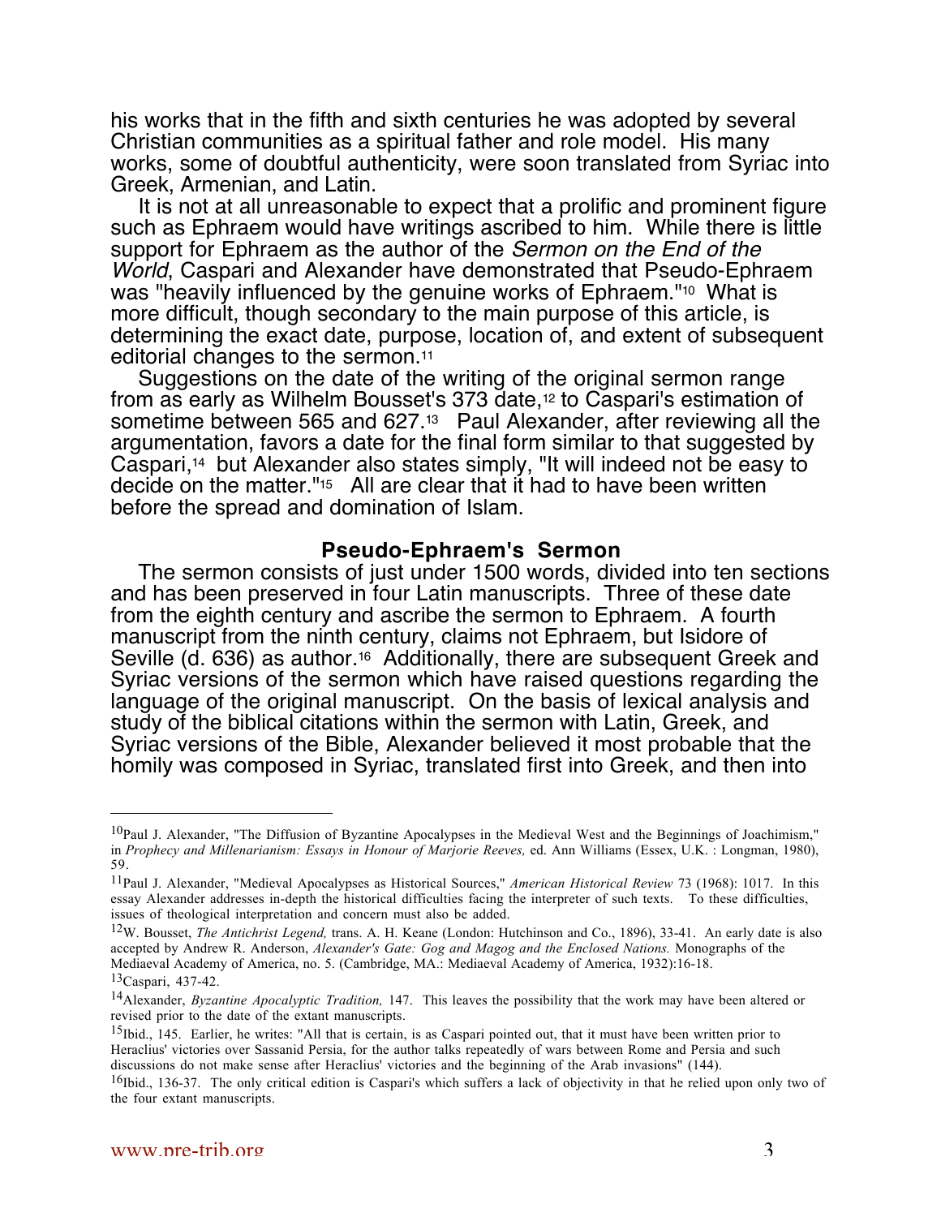his works that in the fifth and sixth centuries he was adopted by several Christian communities as a spiritual father and role model. His many works, some of doubtful authenticity, were soon translated from Syriac into Greek, Armenian, and Latin.

It is not at all unreasonable to expect that a prolific and prominent figure such as Ephraem would have writings ascribed to him. While there is little support for Ephraem as the author of the *Sermon on the End of the World*, Caspari and Alexander have demonstrated that Pseudo-Ephraem was "heavily influenced by the genuine works of Ephraem."[10] What is more difficult, though secondary to the main purpose of this article, is determining the exact date, purpose, location of, and extent of subsequent editorial changes to the sermon.[11]

Suggestions on the date of the writing of the original sermon range from as early as Wilhelm Bousset's 373 date,[12] to Caspari's estimation of sometime between 565 and 627.[13] Paul Alexander, after reviewing all the argumentation, favors a date for the final form similar to that suggested by Caspari,[14] but Alexander also states simply, "It will indeed not be easy to decide on the matter."[15] All are clear that it had to have been written before the spread and domination of Islam.

## Pseudo-Ephraem's Sermon

The sermon consists of just under 1500 words, divided into ten sections and has been preserved in four Latin manuscripts. Three of these date from the eighth century and ascribe the sermon to Ephraem. A fourth manuscript from the ninth century, claims not Ephraem, but Isidore of Seville (d. 636) as author.[16] Additionally, there are subsequent Greek and Syriac versions of the sermon which have raised questions regarding the language of the original manuscript. On the basis of lexical analysis and study of the biblical citations within the sermon with Latin, Greek, and Syriac versions of the Bible, Alexander believed it most probable that the homily was composed in Syriac, translated first into Greek, and then into

---

[10] Paul J. Alexander, "The Diffusion of Byzantine Apocalypses in the Medieval West and the Beginnings of Joachimism," in *Prophecy and Millenarianism: Essays in Honour of Marjorie Reeves,* ed. Ann Williams (Essex, U.K. : Longman, 1980), 59.

[11] Paul J. Alexander, "Medieval Apocalypses as Historical Sources," *American Historical Review* 73 (1968): 1017. In this essay Alexander addresses in-depth the historical difficulties facing the interpreter of such texts. To these difficulties, issues of theological interpretation and concern must also be added.

[12] W. Bousset, *The Antichrist Legend,* trans. A. H. Keane (London: Hutchinson and Co., 1896), 33-41. An early date is also accepted by Andrew R. Anderson, *Alexander's Gate: Gog and Magog and the Enclosed Nations.* Monographs of the Mediaeval Academy of America, no. 5. (Cambridge, MA.: Mediaeval Academy of America, 1932):16-18.

[13] Caspari, 437-42.

[14] Alexander, *Byzantine Apocalyptic Tradition,* 147. This leaves the possibility that the work may have been altered or revised prior to the date of the extant manuscripts.

[15] Ibid., 145. Earlier, he writes: "All that is certain, is as Caspari pointed out, that it must have been written prior to Heraclius' victories over Sassanid Persia, for the author talks repeatedly of wars between Rome and Persia and such discussions do not make sense after Heraclius' victories and the beginning of the Arab invasions" (144).

[16] Ibid., 136-37. The only critical edition is Caspari's which suffers a lack of objectivity in that he relied upon only two of the four extant manuscripts.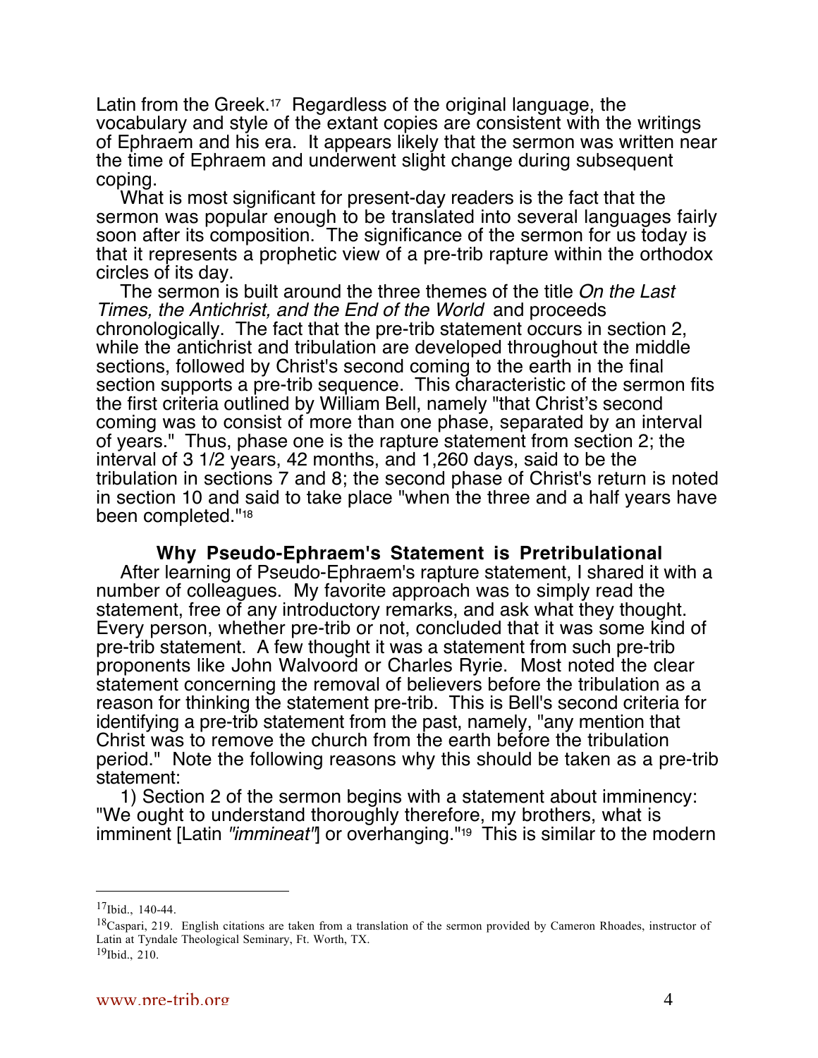Latin from the Greek.[17] Regardless of the original language, the vocabulary and style of the extant copies are consistent with the writings of Ephraem and his era. It appears likely that the sermon was written near the time of Ephraem and underwent slight change during subsequent coping.

What is most significant for present-day readers is the fact that the sermon was popular enough to be translated into several languages fairly soon after its composition. The significance of the sermon for us today is that it represents a prophetic view of a pre-trib rapture within the orthodox circles of its day.

The sermon is built around the three themes of the title *On the Last Times, the Antichrist, and the End of the World* and proceeds chronologically. The fact that the pre-trib statement occurs in section 2, while the antichrist and tribulation are developed throughout the middle sections, followed by Christ's second coming to the earth in the final section supports a pre-trib sequence. This characteristic of the sermon fits the first criteria outlined by William Bell, namely "that Christ's second coming was to consist of more than one phase, separated by an interval of years." Thus, phase one is the rapture statement from section 2; the interval of 3 1/2 years, 42 months, and 1,260 days, said to be the tribulation in sections 7 and 8; the second phase of Christ's return is noted in section 10 and said to take place "when the three and a half years have been completed."[18]

### Why Pseudo-Ephraem's Statement is Pretribulational

After learning of Pseudo-Ephraem's rapture statement, I shared it with a number of colleagues. My favorite approach was to simply read the statement, free of any introductory remarks, and ask what they thought. Every person, whether pre-trib or not, concluded that it was some kind of pre-trib statement. A few thought it was a statement from such pre-trib proponents like John Walvoord or Charles Ryrie. Most noted the clear statement concerning the removal of believers before the tribulation as a reason for thinking the statement pre-trib. This is Bell's second criteria for identifying a pre-trib statement from the past, namely, "any mention that Christ was to remove the church from the earth before the tribulation period." Note the following reasons why this should be taken as a pre-trib statement:

1) Section 2 of the sermon begins with a statement about imminency: "We ought to understand thoroughly therefore, my brothers, what is imminent [Latin *"immineat"*] or overhanging."[19] This is similar to the modern

---

[17] Ibid., 140-44.

[18] Caspari, 219. English citations are taken from a translation of the sermon provided by Cameron Rhoades, instructor of Latin at Tyndale Theological Seminary, Ft. Worth, TX.

[19] Ibid., 210.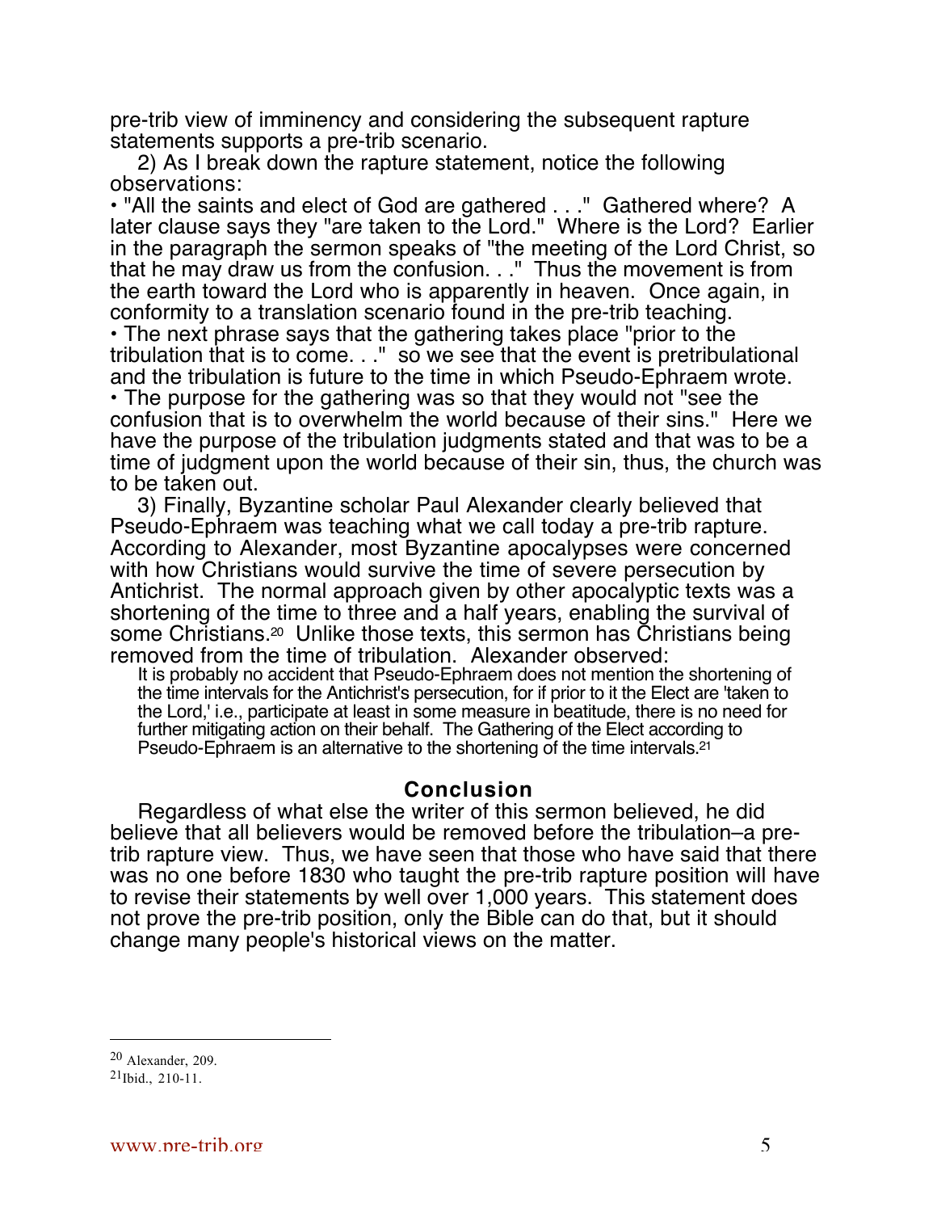pre-trib view of imminency and considering the subsequent rapture statements supports a pre-trib scenario.

2) As I break down the rapture statement, notice the following observations:

• "All the saints and elect of God are gathered . . ." Gathered where? A later clause says they "are taken to the Lord." Where is the Lord? Earlier in the paragraph the sermon speaks of "the meeting of the Lord Christ, so that he may draw us from the confusion. . ." Thus the movement is from the earth toward the Lord who is apparently in heaven. Once again, in conformity to a translation scenario found in the pre-trib teaching.

• The next phrase says that the gathering takes place "prior to the tribulation that is to come. . ." so we see that the event is pretribulational and the tribulation is future to the time in which Pseudo-Ephraem wrote.

• The purpose for the gathering was so that they would not "see the confusion that is to overwhelm the world because of their sins." Here we have the purpose of the tribulation judgments stated and that was to be a time of judgment upon the world because of their sin, thus, the church was to be taken out.

3) Finally, Byzantine scholar Paul Alexander clearly believed that Pseudo-Ephraem was teaching what we call today a pre-trib rapture. According to Alexander, most Byzantine apocalypses were concerned with how Christians would survive the time of severe persecution by Antichrist. The normal approach given by other apocalyptic texts was a shortening of the time to three and a half years, enabling the survival of some Christians.[20] Unlike those texts, this sermon has Christians being removed from the time of tribulation. Alexander observed:

> It is probably no accident that Pseudo-Ephraem does not mention the shortening of the time intervals for the Antichrist's persecution, for if prior to it the Elect are 'taken to the Lord,' i.e., participate at least in some measure in beatitude, there is no need for further mitigating action on their behalf. The Gathering of the Elect according to Pseudo-Ephraem is an alternative to the shortening of the time intervals.[21]

## Conclusion

Regardless of what else the writer of this sermon believed, he did believe that all believers would be removed before the tribulation–a pre-trib rapture view. Thus, we have seen that those who have said that there was no one before 1830 who taught the pre-trib rapture position will have to revise their statements by well over 1,000 years. This statement does not prove the pre-trib position, only the Bible can do that, but it should change many people's historical views on the matter.

---

[20] Alexander, 209.

[21] Ibid., 210-11.